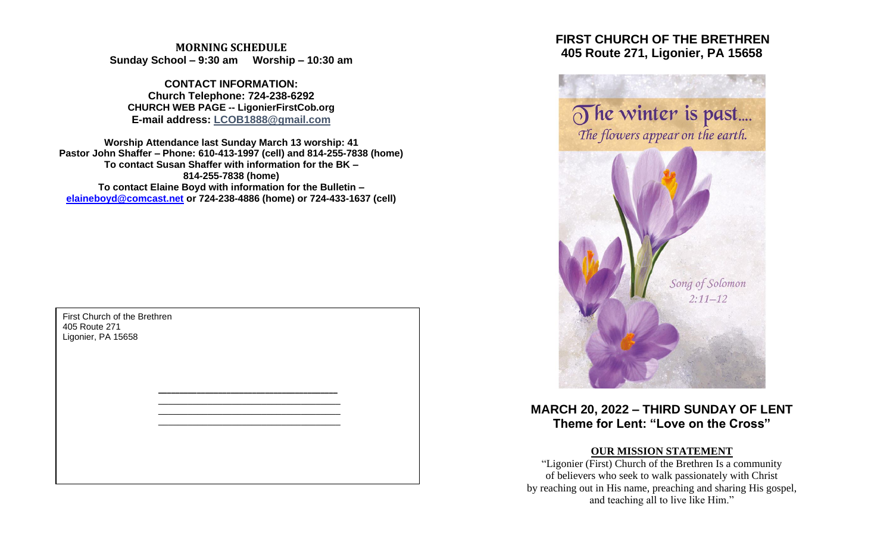**MORNING SCHEDULE**
**Sunday School – 9:30 am Worship – 10:30 am**

**CONTACT INFORMATION:**
**Church Telephone: 724-238-6292**
**CHURCH WEB PAGE -- LigonierFirstCob.org**
**E-mail address: LCOB1888@gmail.com**

**Worship Attendance last Sunday March 13 worship: 41**
**Pastor John Shaffer – Phone: 610-413-1997 (cell) and 814-255-7838 (home)**
**To contact Susan Shaffer with information for the BK –**
**814-255-7838 (home)**
**To contact Elaine Boyd with information for the Bulletin –**
**elaineboyd@comcast.net or 724-238-4886 (home) or 724-433-1637 (cell)**

First Church of the Brethren
405 Route 271
Ligonier, PA 15658

\_\_\_\_\_\_\_\_\_\_\_\_\_\_\_\_\_\_\_\_\_\_\_\_\_\_\_\_\_\_
\_\_\_\_\_\_\_\_\_\_\_\_\_\_\_\_\_\_\_\_\_\_\_\_\_\_\_\_\_\_
\_\_\_\_\_\_\_\_\_\_\_\_\_\_\_\_\_\_\_\_\_\_\_\_\_\_\_\_\_\_
\_\_\_\_\_\_\_\_\_\_\_\_\_\_\_\_\_\_\_\_\_\_\_\_\_\_\_\_\_\_

# FIRST CHURCH OF THE BRETHREN
## 405 Route 271, Ligonier, PA 15658

The winter is past....
*The flowers appear on the earth.*
*Song of Solomon 2:11–12*

## MARCH 20, 2022 – THIRD SUNDAY OF LENT
## Theme for Lent: "Love on the Cross"

**OUR MISSION STATEMENT**

"Ligonier (First) Church of the Brethren Is a community of believers who seek to walk passionately with Christ by reaching out in His name, preaching and sharing His gospel, and teaching all to live like Him."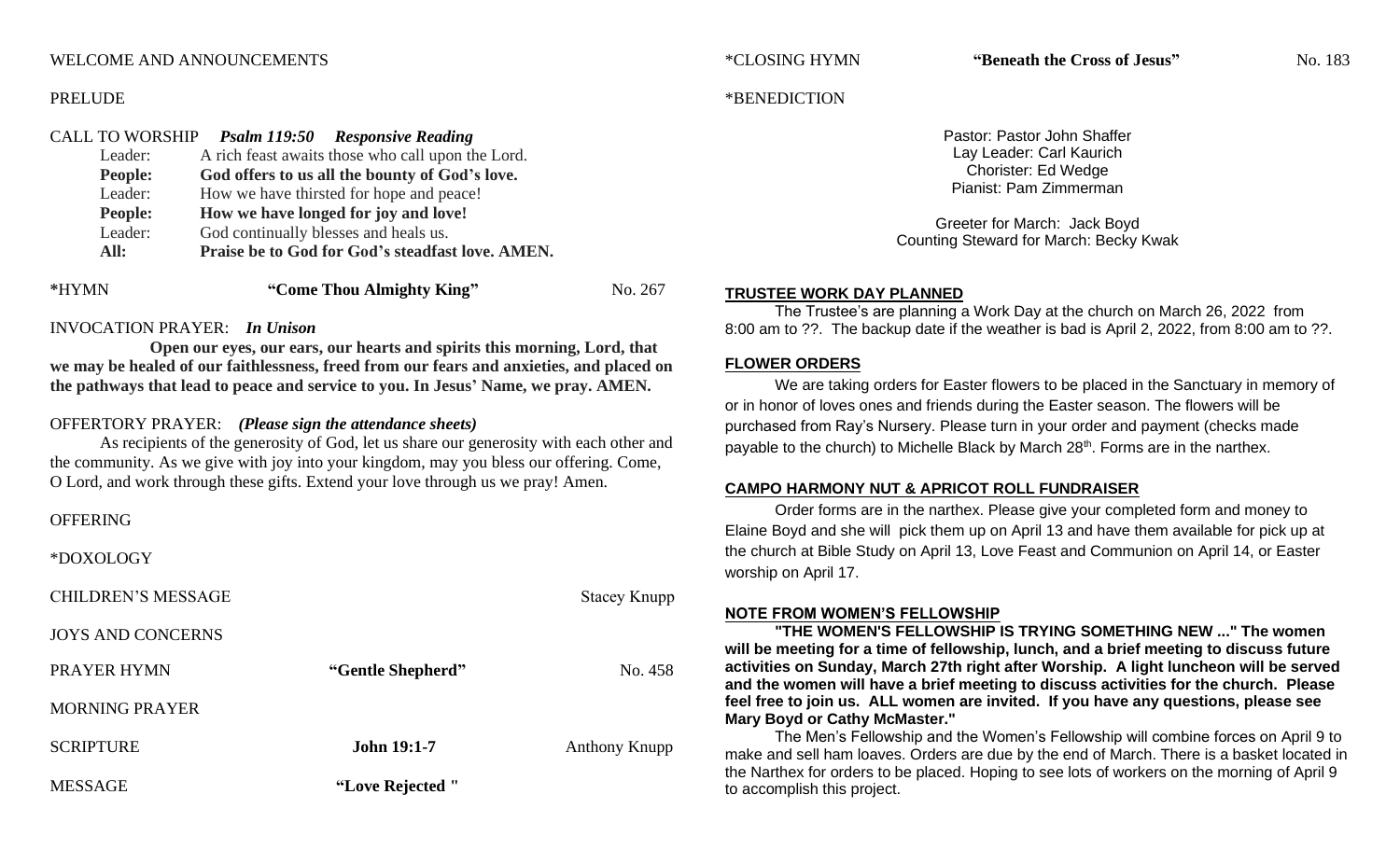WELCOME AND ANNOUNCEMENTS

PRELUDE

CALL TO WORSHIP *Psalm 119:50 Responsive Reading*

Leader: A rich feast awaits those who call upon the Lord.
**People: God offers to us all the bounty of God's love.**
Leader: How we have thirsted for hope and peace!
**People: How we have longed for joy and love!**
Leader: God continually blesses and heals us.
**All: Praise be to God for God's steadfast love. AMEN.**

\*HYMN **"Come Thou Almighty King"** No. 267

INVOCATION PRAYER: ***In Unison***

**Open our eyes, our ears, our hearts and spirits this morning, Lord, that we may be healed of our faithlessness, freed from our fears and anxieties, and placed on the pathways that lead to peace and service to you. In Jesus' Name, we pray. AMEN.**

OFFERTORY PRAYER: ***(Please sign the attendance sheets)***

As recipients of the generosity of God, let us share our generosity with each other and the community. As we give with joy into your kingdom, may you bless our offering. Come, O Lord, and work through these gifts. Extend your love through us we pray! Amen.

OFFERING

\*DOXOLOGY

CHILDREN'S MESSAGE Stacey Knupp

JOYS AND CONCERNS

PRAYER HYMN **"Gentle Shepherd"** No. 458

MORNING PRAYER

SCRIPTURE **John 19:1-7** Anthony Knupp

MESSAGE **"Love Rejected "**

\*CLOSING HYMN **"Beneath the Cross of Jesus"** No. 183

\*BENEDICTION

Pastor: Pastor John Shaffer
Lay Leader: Carl Kaurich
Chorister: Ed Wedge
Pianist: Pam Zimmerman

Greeter for March: Jack Boyd
Counting Steward for March: Becky Kwak

**TRUSTEE WORK DAY PLANNED**

The Trustee's are planning a Work Day at the church on March 26, 2022 from 8:00 am to ??. The backup date if the weather is bad is April 2, 2022, from 8:00 am to ??.

**FLOWER ORDERS**

We are taking orders for Easter flowers to be placed in the Sanctuary in memory of or in honor of loves ones and friends during the Easter season. The flowers will be purchased from Ray's Nursery. Please turn in your order and payment (checks made payable to the church) to Michelle Black by March 28th. Forms are in the narthex.

**CAMPO HARMONY NUT & APRICOT ROLL FUNDRAISER**

Order forms are in the narthex. Please give your completed form and money to Elaine Boyd and she will pick them up on April 13 and have them available for pick up at the church at Bible Study on April 13, Love Feast and Communion on April 14, or Easter worship on April 17.

**NOTE FROM WOMEN'S FELLOWSHIP**

**"THE WOMEN'S FELLOWSHIP IS TRYING SOMETHING NEW ..." The women will be meeting for a time of fellowship, lunch, and a brief meeting to discuss future activities on Sunday, March 27th right after Worship. A light luncheon will be served and the women will have a brief meeting to discuss activities for the church. Please feel free to join us. ALL women are invited. If you have any questions, please see Mary Boyd or Cathy McMaster."**

The Men's Fellowship and the Women's Fellowship will combine forces on April 9 to make and sell ham loaves. Orders are due by the end of March. There is a basket located in the Narthex for orders to be placed. Hoping to see lots of workers on the morning of April 9 to accomplish this project.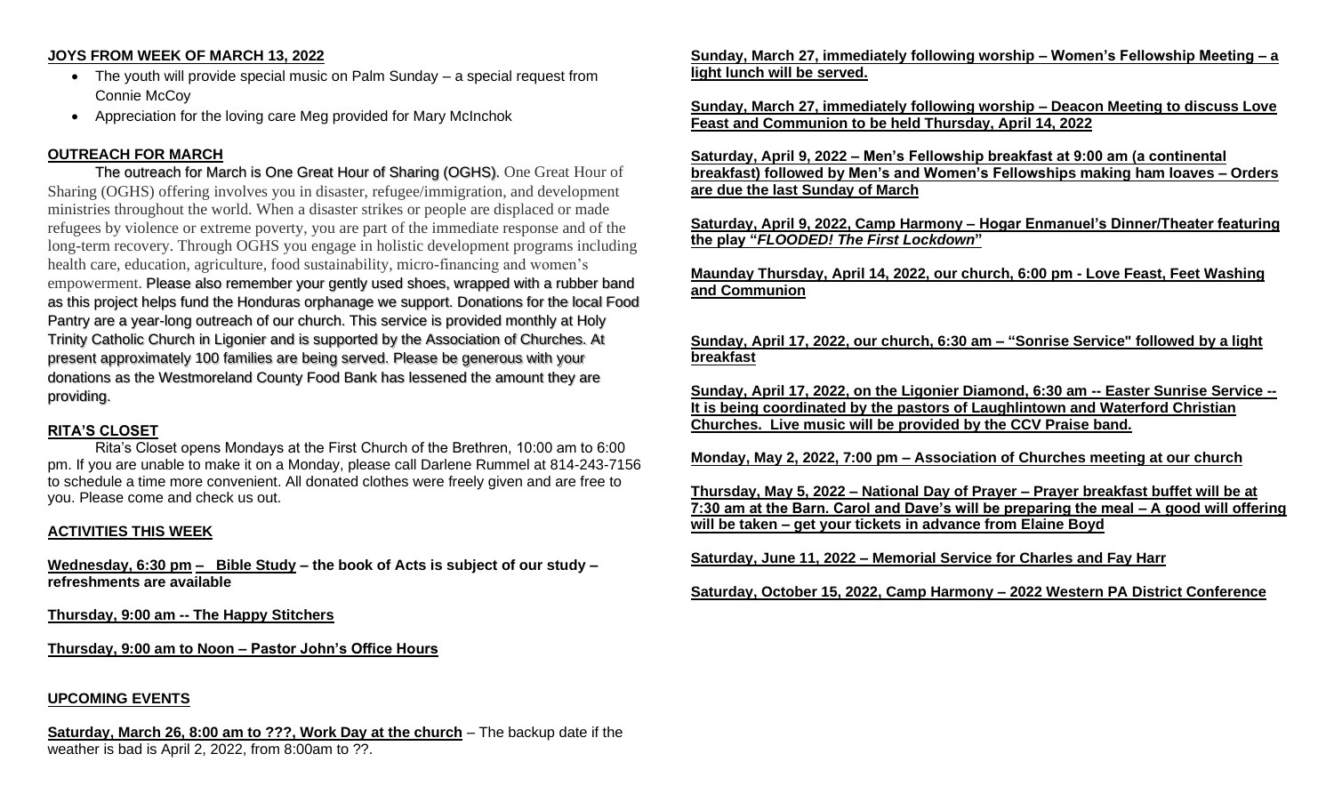## JOYS FROM WEEK OF MARCH 13, 2022

- The youth will provide special music on Palm Sunday – a special request from Connie McCoy
- Appreciation for the loving care Meg provided for Mary McInchok

## OUTREACH FOR MARCH

The outreach for March is One Great Hour of Sharing (OGHS). One Great Hour of Sharing (OGHS) offering involves you in disaster, refugee/immigration, and development ministries throughout the world. When a disaster strikes or people are displaced or made refugees by violence or extreme poverty, you are part of the immediate response and of the long-term recovery. Through OGHS you engage in holistic development programs including health care, education, agriculture, food sustainability, micro-financing and women's empowerment. Please also remember your gently used shoes, wrapped with a rubber band as this project helps fund the Honduras orphanage we support. Donations for the local Food Pantry are a year-long outreach of our church. This service is provided monthly at Holy Trinity Catholic Church in Ligonier and is supported by the Association of Churches. At present approximately 100 families are being served. Please be generous with your donations as the Westmoreland County Food Bank has lessened the amount they are providing.

## RITA'S CLOSET

Rita's Closet opens Mondays at the First Church of the Brethren, 10:00 am to 6:00 pm. If you are unable to make it on a Monday, please call Darlene Rummel at 814-243-7156 to schedule a time more convenient. All donated clothes were freely given and are free to you. Please come and check us out.

## ACTIVITIES THIS WEEK

**Wednesday, 6:30 pm – Bible Study – the book of Acts is subject of our study – refreshments are available**

**Thursday, 9:00 am -- The Happy Stitchers**

**Thursday, 9:00 am to Noon – Pastor John's Office Hours**

## UPCOMING EVENTS

**Saturday, March 26, 8:00 am to ???, Work Day at the church** – The backup date if the weather is bad is April 2, 2022, from 8:00am to ??.

**Sunday, March 27, immediately following worship – Women's Fellowship Meeting – a light lunch will be served.**

**Sunday, March 27, immediately following worship – Deacon Meeting to discuss Love Feast and Communion to be held Thursday, April 14, 2022**

**Saturday, April 9, 2022 – Men's Fellowship breakfast at 9:00 am (a continental breakfast) followed by Men's and Women's Fellowships making ham loaves – Orders are due the last Sunday of March**

**Saturday, April 9, 2022, Camp Harmony – Hogar Enmanuel's Dinner/Theater featuring the play "*FLOODED! The First Lockdown*"**

**Maunday Thursday, April 14, 2022, our church, 6:00 pm - Love Feast, Feet Washing and Communion**

**Sunday, April 17, 2022, our church, 6:30 am – "Sonrise Service" followed by a light breakfast**

**Sunday, April 17, 2022, on the Ligonier Diamond, 6:30 am -- Easter Sunrise Service -- It is being coordinated by the pastors of Laughlintown and Waterford Christian Churches. Live music will be provided by the CCV Praise band.**

**Monday, May 2, 2022, 7:00 pm – Association of Churches meeting at our church**

**Thursday, May 5, 2022 – National Day of Prayer – Prayer breakfast buffet will be at 7:30 am at the Barn. Carol and Dave's will be preparing the meal – A good will offering will be taken – get your tickets in advance from Elaine Boyd**

**Saturday, June 11, 2022 – Memorial Service for Charles and Fay Harr**

**Saturday, October 15, 2022, Camp Harmony – 2022 Western PA District Conference**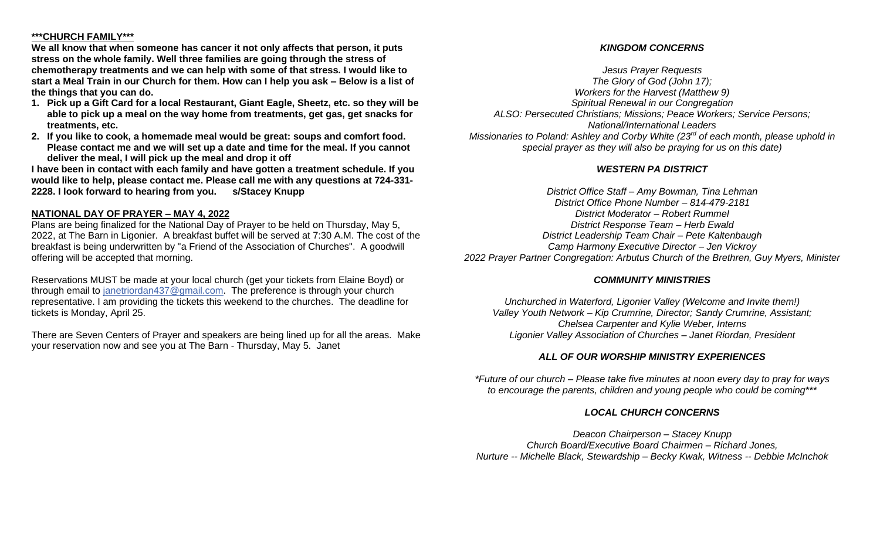## ***CHURCH FAMILY***

**We all know that when someone has cancer it not only affects that person, it puts stress on the whole family. Well three families are going through the stress of chemotherapy treatments and we can help with some of that stress. I would like to start a Meal Train in our Church for them. How can I help you ask – Below is a list of the things that you can do.**

1. **Pick up a Gift Card for a local Restaurant, Giant Eagle, Sheetz, etc. so they will be able to pick up a meal on the way home from treatments, get gas, get snacks for treatments, etc.**
2. **If you like to cook, a homemade meal would be great: soups and comfort food. Please contact me and we will set up a date and time for the meal. If you cannot deliver the meal, I will pick up the meal and drop it off**

**I have been in contact with each family and have gotten a treatment schedule. If you would like to help, please contact me. Please call me with any questions at 724-331-2228. I look forward to hearing from you. s/Stacey Knupp**

## NATIONAL DAY OF PRAYER – MAY 4, 2022

Plans are being finalized for the National Day of Prayer to be held on Thursday, May 5, 2022, at The Barn in Ligonier. A breakfast buffet will be served at 7:30 A.M. The cost of the breakfast is being underwritten by "a Friend of the Association of Churches". A goodwill offering will be accepted that morning.

Reservations MUST be made at your local church (get your tickets from Elaine Boyd) or through email to janetriordan437@gmail.com. The preference is through your church representative. I am providing the tickets this weekend to the churches. The deadline for tickets is Monday, April 25.

There are Seven Centers of Prayer and speakers are being lined up for all the areas. Make your reservation now and see you at The Barn - Thursday, May 5. Janet

### *KINGDOM CONCERNS*

*Jesus Prayer Requests*
*The Glory of God (John 17);*
*Workers for the Harvest (Matthew 9)*
*Spiritual Renewal in our Congregation*
*ALSO: Persecuted Christians; Missions; Peace Workers; Service Persons; National/International Leaders*
*Missionaries to Poland: Ashley and Corby White (23rd of each month, please uphold in special prayer as they will also be praying for us on this date)*

### *WESTERN PA DISTRICT*

*District Office Staff – Amy Bowman, Tina Lehman*
*District Office Phone Number – 814-479-2181*
*District Moderator – Robert Rummel*
*District Response Team – Herb Ewald*
*District Leadership Team Chair – Pete Kaltenbaugh*
*Camp Harmony Executive Director – Jen Vickroy*
*2022 Prayer Partner Congregation: Arbutus Church of the Brethren, Guy Myers, Minister*

### *COMMUNITY MINISTRIES*

*Unchurched in Waterford, Ligonier Valley (Welcome and Invite them!)*
*Valley Youth Network – Kip Crumrine, Director; Sandy Crumrine, Assistant; Chelsea Carpenter and Kylie Weber, Interns*
*Ligonier Valley Association of Churches – Janet Riordan, President*

### *ALL OF OUR WORSHIP MINISTRY EXPERIENCES*

*\*Future of our church – Please take five minutes at noon every day to pray for ways to encourage the parents, children and young people who could be coming\*\*\**

### *LOCAL CHURCH CONCERNS*

*Deacon Chairperson – Stacey Knupp*
*Church Board/Executive Board Chairmen – Richard Jones,*
*Nurture -- Michelle Black, Stewardship – Becky Kwak, Witness -- Debbie McInchok*